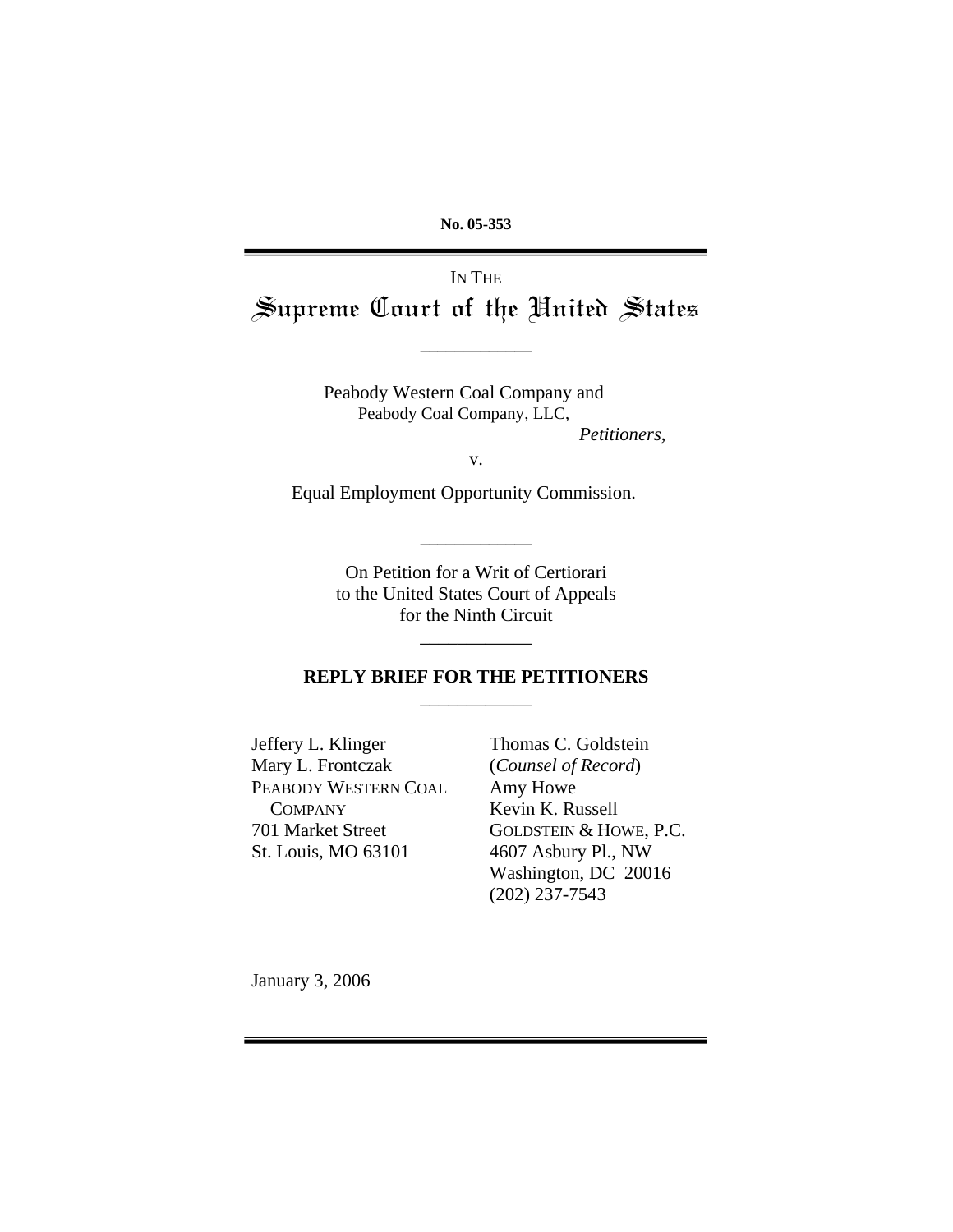**No. 05-353**

IN THE

# Supreme Court of the United States

---

Peabody Western Coal Company and
Peabody Coal Company, LLC,

*Petitioners*,

v.

Equal Employment Opportunity Commission.

---

On Petition for a Writ of Certiorari
to the United States Court of Appeals
for the Ninth Circuit

---

## REPLY BRIEF FOR THE PETITIONERS

---

Jeffery L. Klinger
Mary L. Frontczak
PEABODY WESTERN COAL COMPANY
701 Market Street
St. Louis, MO 63101

Thomas C. Goldstein
(*Counsel of Record*)
Amy Howe
Kevin K. Russell
GOLDSTEIN & HOWE, P.C.
4607 Asbury Pl., NW
Washington, DC 20016
(202) 237-7543

January 3, 2006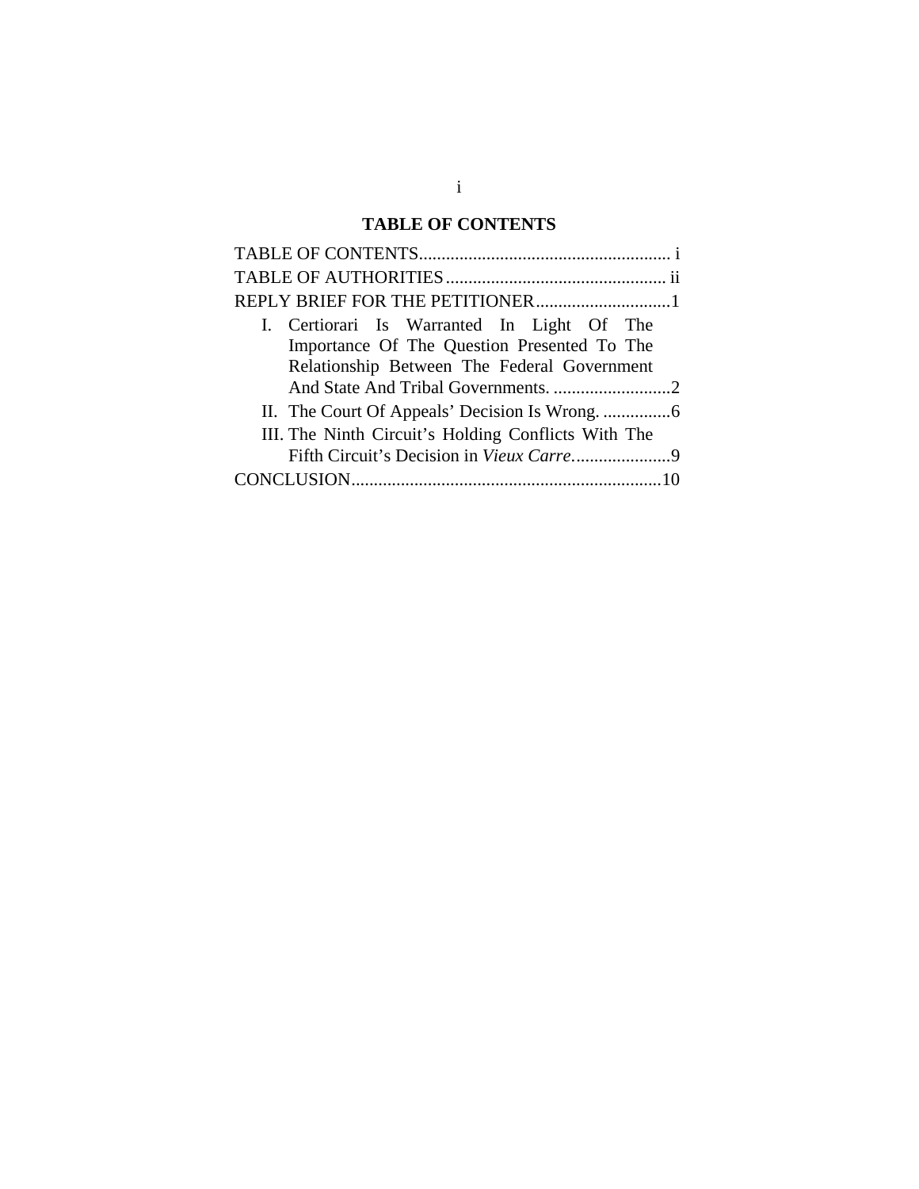## TABLE OF CONTENTS

TABLE OF CONTENTS........................................................ i

TABLE OF AUTHORITIES................................................. ii

REPLY BRIEF FOR THE PETITIONER..............................1

- I. Certiorari Is Warranted In Light Of The Importance Of The Question Presented To The Relationship Between The Federal Government And State And Tribal Governments. ...........................2
- II. The Court Of Appeals' Decision Is Wrong. ...............6
- III. The Ninth Circuit's Holding Conflicts With The Fifth Circuit's Decision in *Vieux Carre*......................9

CONCLUSION.....................................................................10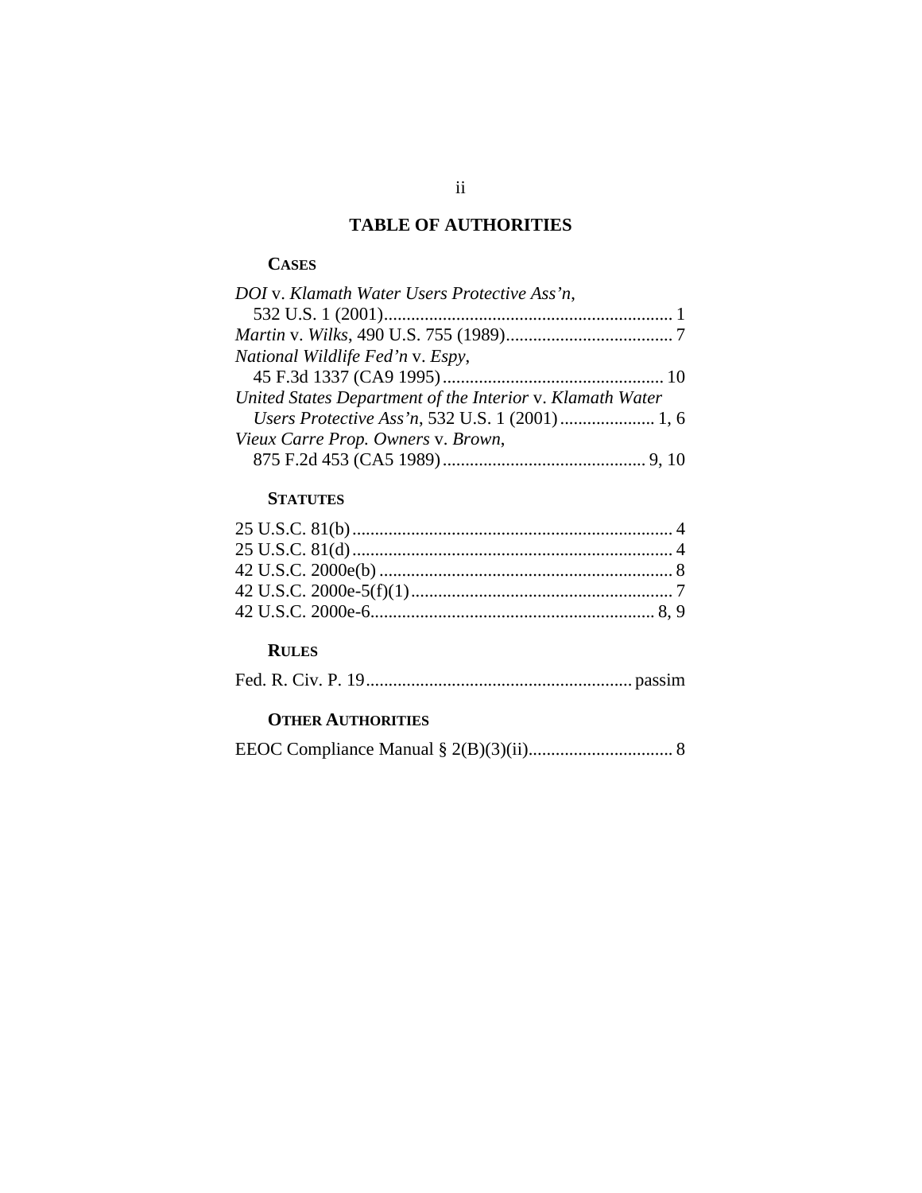# TABLE OF AUTHORITIES

## CASES

*DOI* v. *Klamath Water Users Protective Ass'n*, 532 U.S. 1 (2001)................................................................ 1

*Martin* v. *Wilks*, 490 U.S. 755 (1989)..................................... 7

*National Wildlife Fed'n* v. *Espy*, 45 F.3d 1337 (CA9 1995)................................................. 10

*United States Department of the Interior* v. *Klamath Water Users Protective Ass'n*, 532 U.S. 1 (2001)..................... 1, 6

*Vieux Carre Prop. Owners* v. *Brown*, 875 F.2d 453 (CA5 1989)............................................. 9, 10

## STATUTES

25 U.S.C. 81(b)....................................................................... 4

25 U.S.C. 81(d)....................................................................... 4

42 U.S.C. 2000e(b)................................................................. 8

42 U.S.C. 2000e-5(f)(1).......................................................... 7

42 U.S.C. 2000e-6.............................................................. 8, 9

## RULES

Fed. R. Civ. P. 19........................................................... passim

## OTHER AUTHORITIES

EEOC Compliance Manual § 2(B)(3)(ii)................................ 8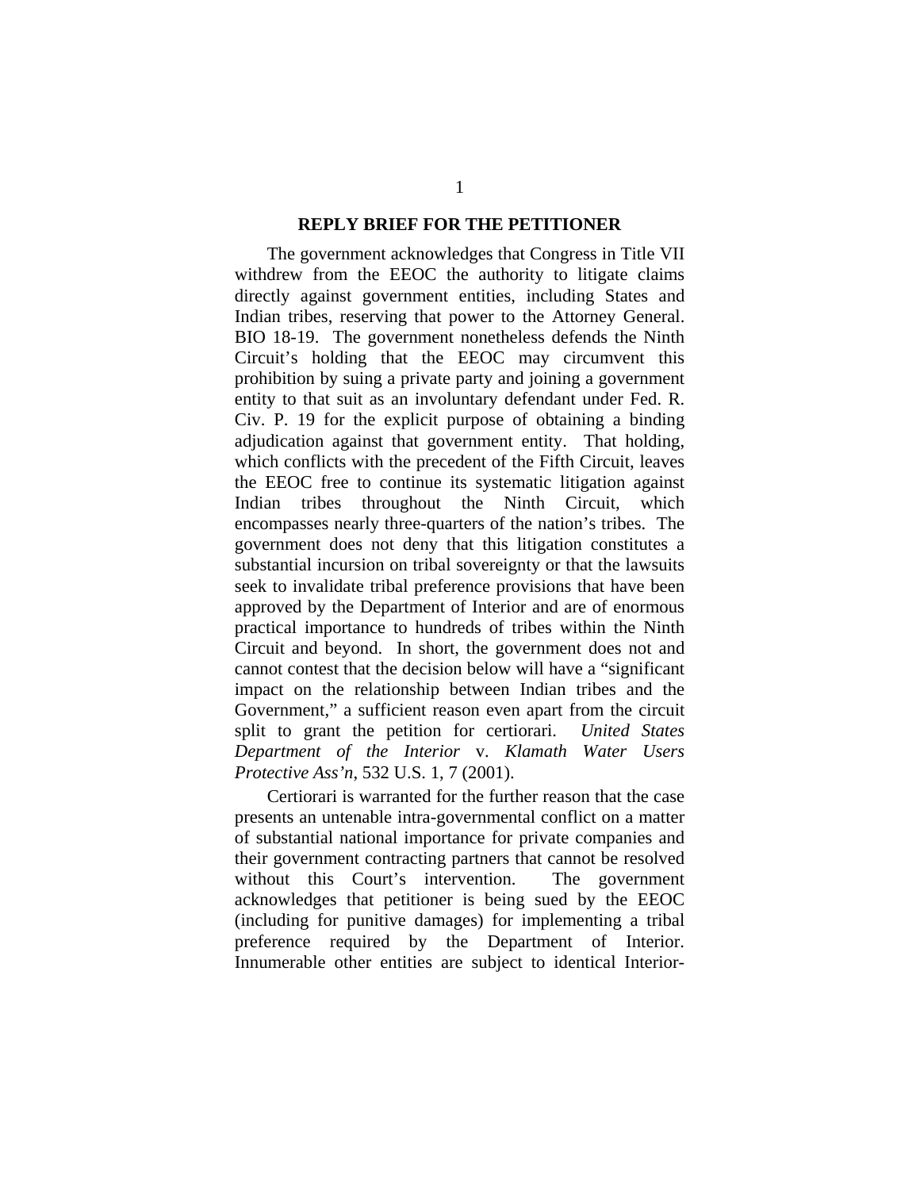## REPLY BRIEF FOR THE PETITIONER

The government acknowledges that Congress in Title VII withdrew from the EEOC the authority to litigate claims directly against government entities, including States and Indian tribes, reserving that power to the Attorney General. BIO 18-19. The government nonetheless defends the Ninth Circuit's holding that the EEOC may circumvent this prohibition by suing a private party and joining a government entity to that suit as an involuntary defendant under Fed. R. Civ. P. 19 for the explicit purpose of obtaining a binding adjudication against that government entity. That holding, which conflicts with the precedent of the Fifth Circuit, leaves the EEOC free to continue its systematic litigation against Indian tribes throughout the Ninth Circuit, which encompasses nearly three-quarters of the nation's tribes. The government does not deny that this litigation constitutes a substantial incursion on tribal sovereignty or that the lawsuits seek to invalidate tribal preference provisions that have been approved by the Department of Interior and are of enormous practical importance to hundreds of tribes within the Ninth Circuit and beyond. In short, the government does not and cannot contest that the decision below will have a "significant impact on the relationship between Indian tribes and the Government," a sufficient reason even apart from the circuit split to grant the petition for certiorari. *United States Department of the Interior* v. *Klamath Water Users Protective Ass'n*, 532 U.S. 1, 7 (2001).

Certiorari is warranted for the further reason that the case presents an untenable intra-governmental conflict on a matter of substantial national importance for private companies and their government contracting partners that cannot be resolved without this Court's intervention. The government acknowledges that petitioner is being sued by the EEOC (including for punitive damages) for implementing a tribal preference required by the Department of Interior. Innumerable other entities are subject to identical Interior-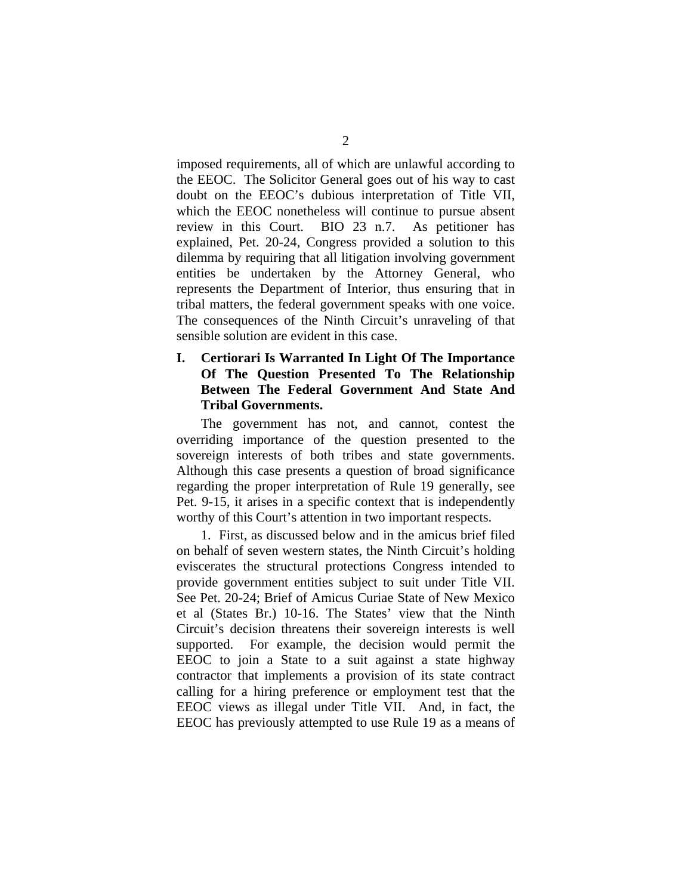imposed requirements, all of which are unlawful according to the EEOC. The Solicitor General goes out of his way to cast doubt on the EEOC's dubious interpretation of Title VII, which the EEOC nonetheless will continue to pursue absent review in this Court. BIO 23 n.7. As petitioner has explained, Pet. 20-24, Congress provided a solution to this dilemma by requiring that all litigation involving government entities be undertaken by the Attorney General, who represents the Department of Interior, thus ensuring that in tribal matters, the federal government speaks with one voice. The consequences of the Ninth Circuit's unraveling of that sensible solution are evident in this case.

## I. Certiorari Is Warranted In Light Of The Importance Of The Question Presented To The Relationship Between The Federal Government And State And Tribal Governments.

The government has not, and cannot, contest the overriding importance of the question presented to the sovereign interests of both tribes and state governments. Although this case presents a question of broad significance regarding the proper interpretation of Rule 19 generally, see Pet. 9-15, it arises in a specific context that is independently worthy of this Court's attention in two important respects.

1. First, as discussed below and in the amicus brief filed on behalf of seven western states, the Ninth Circuit's holding eviscerates the structural protections Congress intended to provide government entities subject to suit under Title VII. See Pet. 20-24; Brief of Amicus Curiae State of New Mexico et al (States Br.) 10-16. The States' view that the Ninth Circuit's decision threatens their sovereign interests is well supported. For example, the decision would permit the EEOC to join a State to a suit against a state highway contractor that implements a provision of its state contract calling for a hiring preference or employment test that the EEOC views as illegal under Title VII. And, in fact, the EEOC has previously attempted to use Rule 19 as a means of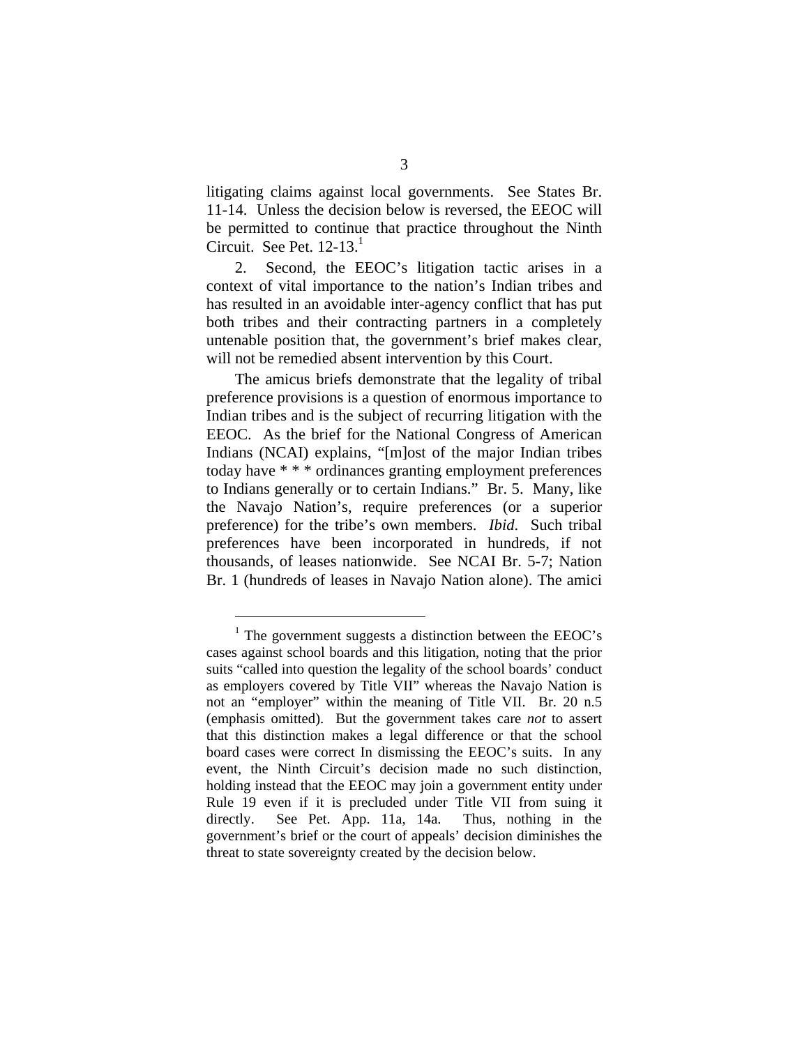litigating claims against local governments. See States Br. 11-14. Unless the decision below is reversed, the EEOC will be permitted to continue that practice throughout the Ninth Circuit. See Pet. 12-13.[1]

2. Second, the EEOC's litigation tactic arises in a context of vital importance to the nation's Indian tribes and has resulted in an avoidable inter-agency conflict that has put both tribes and their contracting partners in a completely untenable position that, the government's brief makes clear, will not be remedied absent intervention by this Court.

The amicus briefs demonstrate that the legality of tribal preference provisions is a question of enormous importance to Indian tribes and is the subject of recurring litigation with the EEOC. As the brief for the National Congress of American Indians (NCAI) explains, "[m]ost of the major Indian tribes today have * * * ordinances granting employment preferences to Indians generally or to certain Indians." Br. 5. Many, like the Navajo Nation's, require preferences (or a superior preference) for the tribe's own members. *Ibid*. Such tribal preferences have been incorporated in hundreds, if not thousands, of leases nationwide. See NCAI Br. 5-7; Nation Br. 1 (hundreds of leases in Navajo Nation alone). The amici

---

[1] The government suggests a distinction between the EEOC's cases against school boards and this litigation, noting that the prior suits "called into question the legality of the school boards' conduct as employers covered by Title VII" whereas the Navajo Nation is not an "employer" within the meaning of Title VII. Br. 20 n.5 (emphasis omitted). But the government takes care *not* to assert that this distinction makes a legal difference or that the school board cases were correct In dismissing the EEOC's suits. In any event, the Ninth Circuit's decision made no such distinction, holding instead that the EEOC may join a government entity under Rule 19 even if it is precluded under Title VII from suing it directly. See Pet. App. 11a, 14a. Thus, nothing in the government's brief or the court of appeals' decision diminishes the threat to state sovereignty created by the decision below.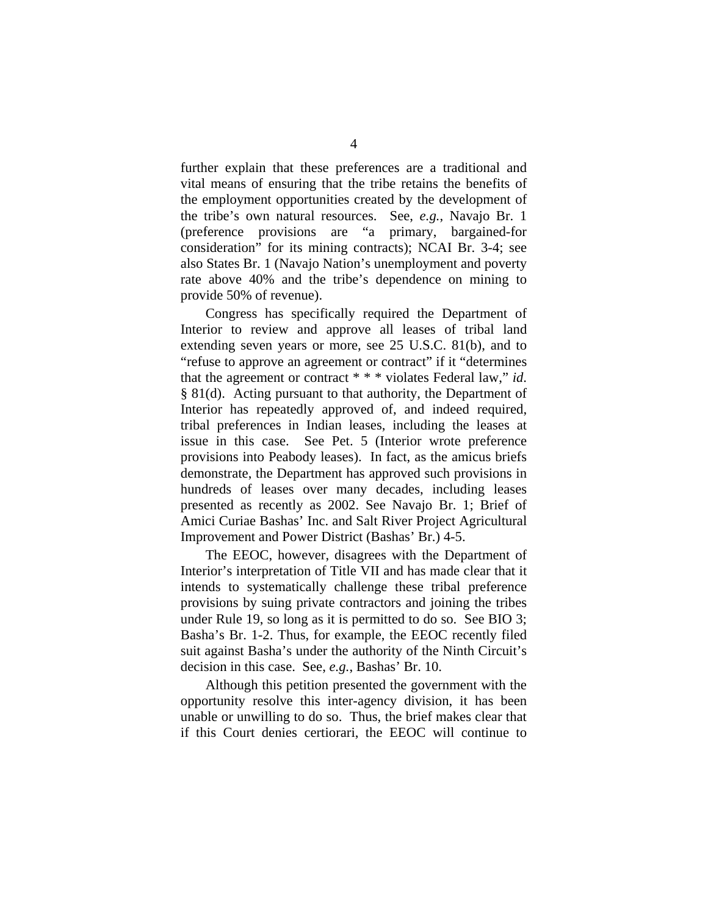further explain that these preferences are a traditional and vital means of ensuring that the tribe retains the benefits of the employment opportunities created by the development of the tribe's own natural resources. See, *e.g.*, Navajo Br. 1 (preference provisions are "a primary, bargained-for consideration" for its mining contracts); NCAI Br. 3-4; see also States Br. 1 (Navajo Nation's unemployment and poverty rate above 40% and the tribe's dependence on mining to provide 50% of revenue).

Congress has specifically required the Department of Interior to review and approve all leases of tribal land extending seven years or more, see 25 U.S.C. 81(b), and to "refuse to approve an agreement or contract" if it "determines that the agreement or contract * * * violates Federal law," *id.* § 81(d). Acting pursuant to that authority, the Department of Interior has repeatedly approved of, and indeed required, tribal preferences in Indian leases, including the leases at issue in this case. See Pet. 5 (Interior wrote preference provisions into Peabody leases). In fact, as the amicus briefs demonstrate, the Department has approved such provisions in hundreds of leases over many decades, including leases presented as recently as 2002. See Navajo Br. 1; Brief of Amici Curiae Bashas' Inc. and Salt River Project Agricultural Improvement and Power District (Bashas' Br.) 4-5.

The EEOC, however, disagrees with the Department of Interior's interpretation of Title VII and has made clear that it intends to systematically challenge these tribal preference provisions by suing private contractors and joining the tribes under Rule 19, so long as it is permitted to do so. See BIO 3; Basha's Br. 1-2. Thus, for example, the EEOC recently filed suit against Basha's under the authority of the Ninth Circuit's decision in this case. See, *e.g.*, Bashas' Br. 10.

Although this petition presented the government with the opportunity resolve this inter-agency division, it has been unable or unwilling to do so. Thus, the brief makes clear that if this Court denies certiorari, the EEOC will continue to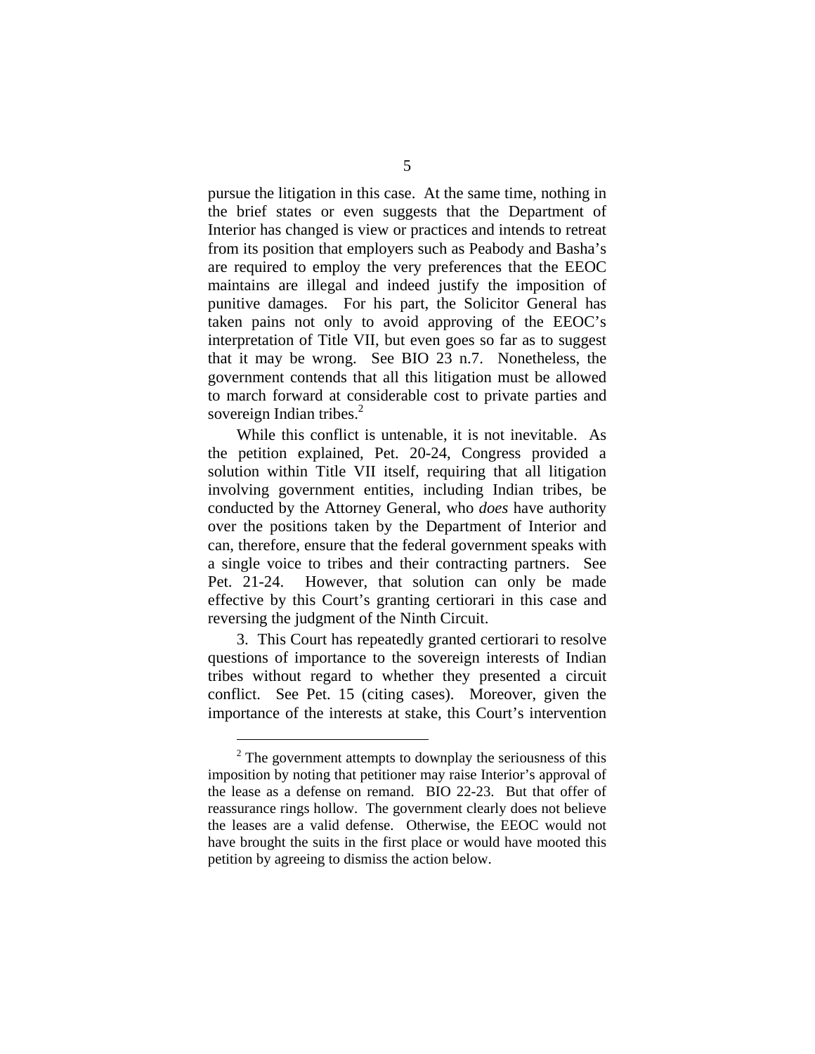pursue the litigation in this case. At the same time, nothing in the brief states or even suggests that the Department of Interior has changed is view or practices and intends to retreat from its position that employers such as Peabody and Basha's are required to employ the very preferences that the EEOC maintains are illegal and indeed justify the imposition of punitive damages. For his part, the Solicitor General has taken pains not only to avoid approving of the EEOC's interpretation of Title VII, but even goes so far as to suggest that it may be wrong. See BIO 23 n.7. Nonetheless, the government contends that all this litigation must be allowed to march forward at considerable cost to private parties and sovereign Indian tribes.[2]

While this conflict is untenable, it is not inevitable. As the petition explained, Pet. 20-24, Congress provided a solution within Title VII itself, requiring that all litigation involving government entities, including Indian tribes, be conducted by the Attorney General, who *does* have authority over the positions taken by the Department of Interior and can, therefore, ensure that the federal government speaks with a single voice to tribes and their contracting partners. See Pet. 21-24. However, that solution can only be made effective by this Court's granting certiorari in this case and reversing the judgment of the Ninth Circuit.

3. This Court has repeatedly granted certiorari to resolve questions of importance to the sovereign interests of Indian tribes without regard to whether they presented a circuit conflict. See Pet. 15 (citing cases). Moreover, given the importance of the interests at stake, this Court's intervention

---

[2] The government attempts to downplay the seriousness of this imposition by noting that petitioner may raise Interior's approval of the lease as a defense on remand. BIO 22-23. But that offer of reassurance rings hollow. The government clearly does not believe the leases are a valid defense. Otherwise, the EEOC would not have brought the suits in the first place or would have mooted this petition by agreeing to dismiss the action below.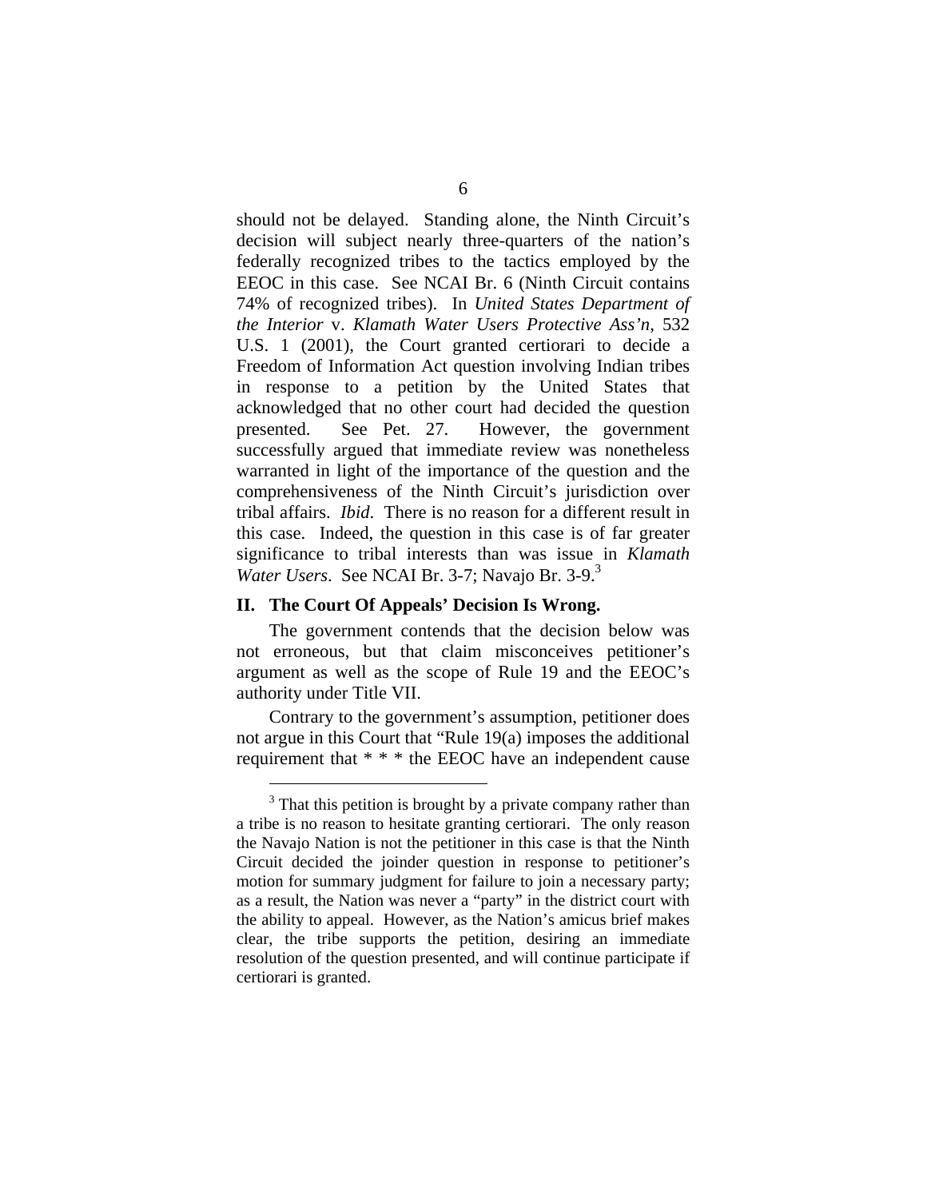should not be delayed. Standing alone, the Ninth Circuit's decision will subject nearly three-quarters of the nation's federally recognized tribes to the tactics employed by the EEOC in this case. See NCAI Br. 6 (Ninth Circuit contains 74% of recognized tribes). In *United States Department of the Interior* v. *Klamath Water Users Protective Ass'n*, 532 U.S. 1 (2001), the Court granted certiorari to decide a Freedom of Information Act question involving Indian tribes in response to a petition by the United States that acknowledged that no other court had decided the question presented. See Pet. 27. However, the government successfully argued that immediate review was nonetheless warranted in light of the importance of the question and the comprehensiveness of the Ninth Circuit's jurisdiction over tribal affairs. *Ibid*. There is no reason for a different result in this case. Indeed, the question in this case is of far greater significance to tribal interests than was issue in *Klamath Water Users*. See NCAI Br. 3-7; Navajo Br. 3-9.[3]

## II. The Court Of Appeals' Decision Is Wrong.

The government contends that the decision below was not erroneous, but that claim misconceives petitioner's argument as well as the scope of Rule 19 and the EEOC's authority under Title VII.

Contrary to the government's assumption, petitioner does not argue in this Court that "Rule 19(a) imposes the additional requirement that * * * the EEOC have an independent cause

---

[3] That this petition is brought by a private company rather than a tribe is no reason to hesitate granting certiorari. The only reason the Navajo Nation is not the petitioner in this case is that the Ninth Circuit decided the joinder question in response to petitioner's motion for summary judgment for failure to join a necessary party; as a result, the Nation was never a "party" in the district court with the ability to appeal. However, as the Nation's amicus brief makes clear, the tribe supports the petition, desiring an immediate resolution of the question presented, and will continue participate if certiorari is granted.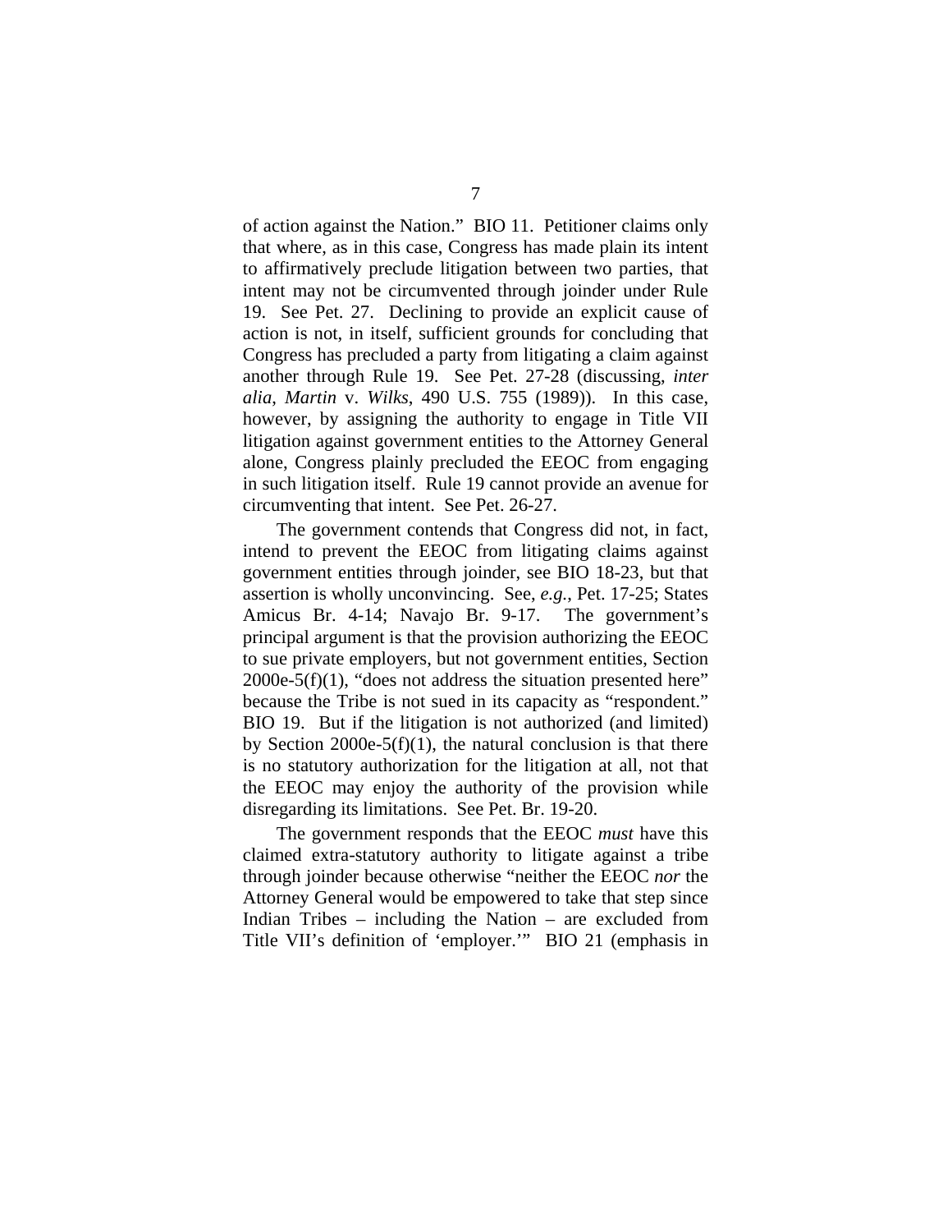of action against the Nation." BIO 11. Petitioner claims only that where, as in this case, Congress has made plain its intent to affirmatively preclude litigation between two parties, that intent may not be circumvented through joinder under Rule 19. See Pet. 27. Declining to provide an explicit cause of action is not, in itself, sufficient grounds for concluding that Congress has precluded a party from litigating a claim against another through Rule 19. See Pet. 27-28 (discussing, *inter alia*, *Martin* v. *Wilks*, 490 U.S. 755 (1989)). In this case, however, by assigning the authority to engage in Title VII litigation against government entities to the Attorney General alone, Congress plainly precluded the EEOC from engaging in such litigation itself. Rule 19 cannot provide an avenue for circumventing that intent. See Pet. 26-27.

The government contends that Congress did not, in fact, intend to prevent the EEOC from litigating claims against government entities through joinder, see BIO 18-23, but that assertion is wholly unconvincing. See, *e.g.*, Pet. 17-25; States Amicus Br. 4-14; Navajo Br. 9-17. The government's principal argument is that the provision authorizing the EEOC to sue private employers, but not government entities, Section 2000e-5(f)(1), "does not address the situation presented here" because the Tribe is not sued in its capacity as "respondent." BIO 19. But if the litigation is not authorized (and limited) by Section 2000e-5(f)(1), the natural conclusion is that there is no statutory authorization for the litigation at all, not that the EEOC may enjoy the authority of the provision while disregarding its limitations. See Pet. Br. 19-20.

The government responds that the EEOC *must* have this claimed extra-statutory authority to litigate against a tribe through joinder because otherwise "neither the EEOC *nor* the Attorney General would be empowered to take that step since Indian Tribes – including the Nation – are excluded from Title VII's definition of 'employer.'" BIO 21 (emphasis in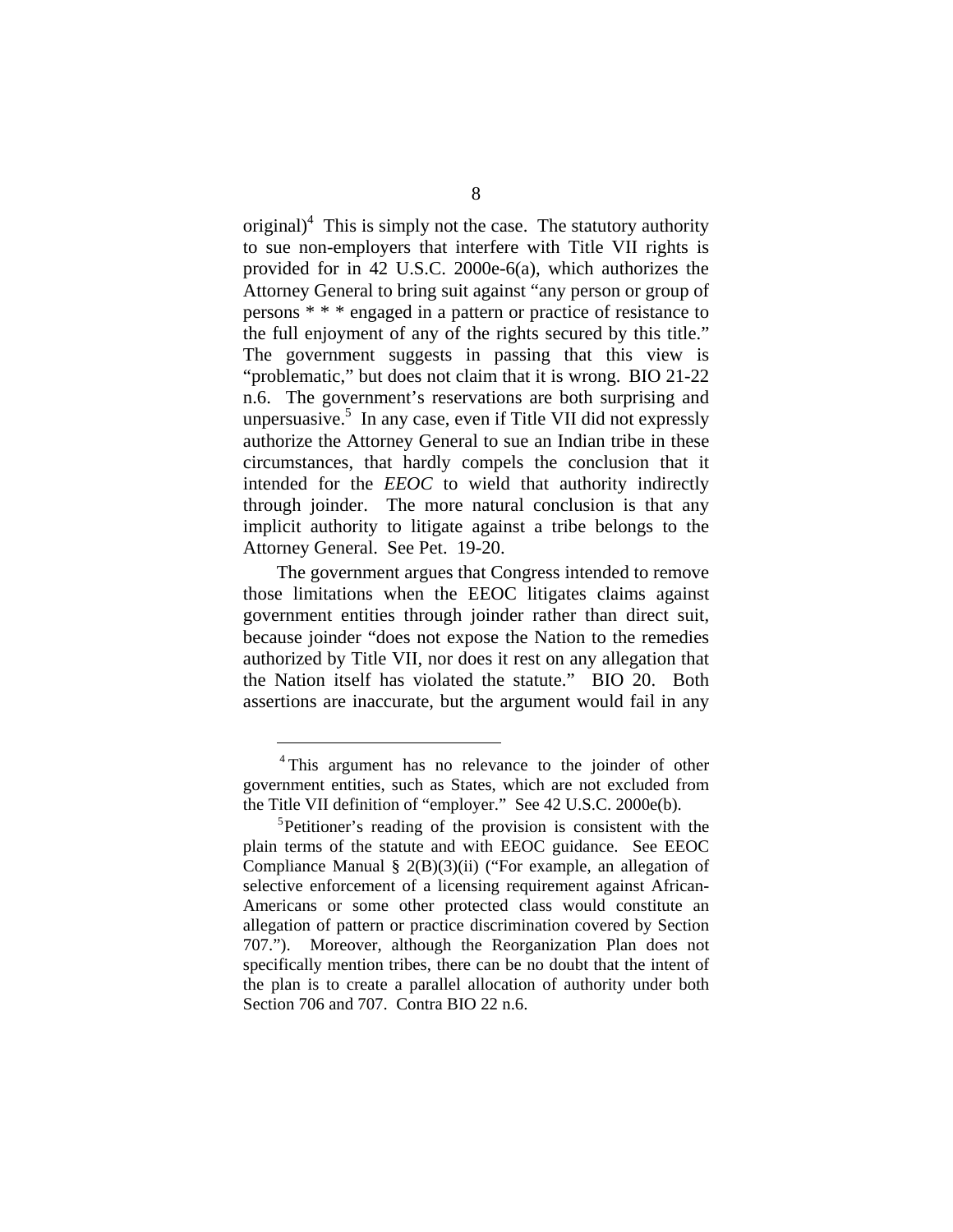original)[4] This is simply not the case. The statutory authority to sue non-employers that interfere with Title VII rights is provided for in 42 U.S.C. 2000e-6(a), which authorizes the Attorney General to bring suit against "any person or group of persons * * * engaged in a pattern or practice of resistance to the full enjoyment of any of the rights secured by this title." The government suggests in passing that this view is "problematic," but does not claim that it is wrong. BIO 21-22 n.6. The government's reservations are both surprising and unpersuasive.[5] In any case, even if Title VII did not expressly authorize the Attorney General to sue an Indian tribe in these circumstances, that hardly compels the conclusion that it intended for the *EEOC* to wield that authority indirectly through joinder. The more natural conclusion is that any implicit authority to litigate against a tribe belongs to the Attorney General. See Pet. 19-20.

The government argues that Congress intended to remove those limitations when the EEOC litigates claims against government entities through joinder rather than direct suit, because joinder "does not expose the Nation to the remedies authorized by Title VII, nor does it rest on any allegation that the Nation itself has violated the statute." BIO 20. Both assertions are inaccurate, but the argument would fail in any

[4] This argument has no relevance to the joinder of other government entities, such as States, which are not excluded from the Title VII definition of "employer." See 42 U.S.C. 2000e(b).

[5] Petitioner's reading of the provision is consistent with the plain terms of the statute and with EEOC guidance. See EEOC Compliance Manual § 2(B)(3)(ii) ("For example, an allegation of selective enforcement of a licensing requirement against African-Americans or some other protected class would constitute an allegation of pattern or practice discrimination covered by Section 707."). Moreover, although the Reorganization Plan does not specifically mention tribes, there can be no doubt that the intent of the plan is to create a parallel allocation of authority under both Section 706 and 707. Contra BIO 22 n.6.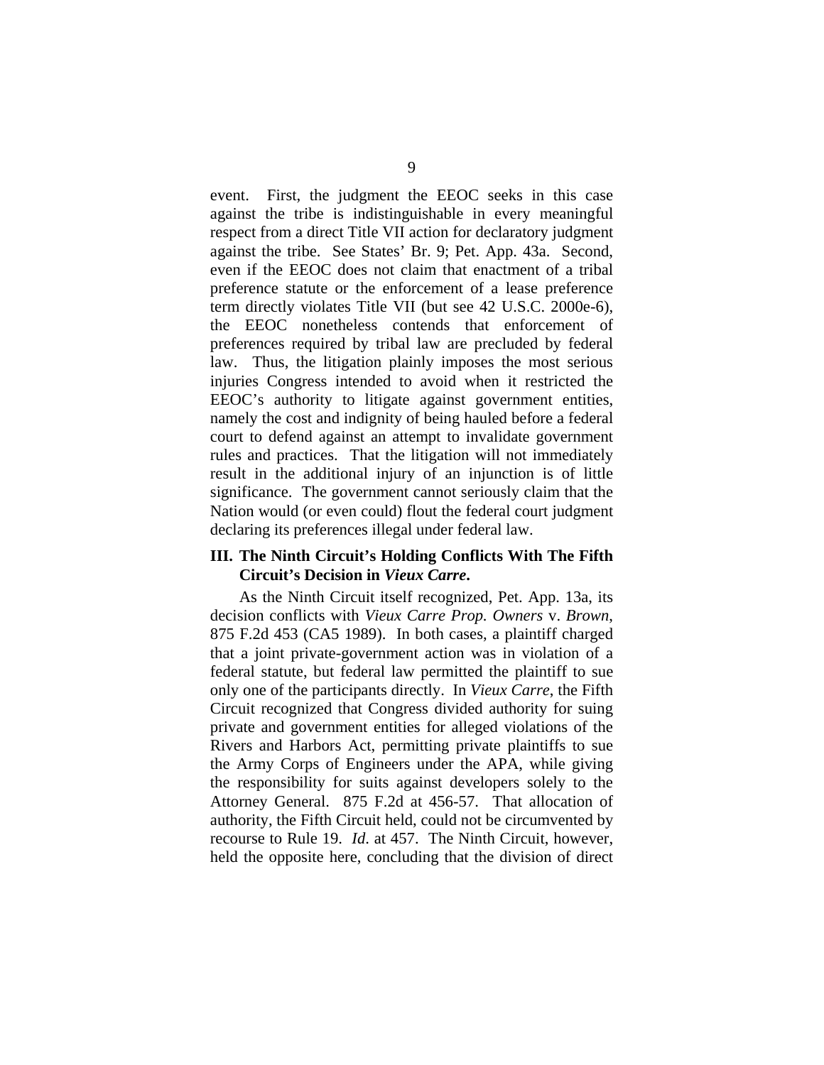event. First, the judgment the EEOC seeks in this case against the tribe is indistinguishable in every meaningful respect from a direct Title VII action for declaratory judgment against the tribe. See States' Br. 9; Pet. App. 43a. Second, even if the EEOC does not claim that enactment of a tribal preference statute or the enforcement of a lease preference term directly violates Title VII (but see 42 U.S.C. 2000e-6), the EEOC nonetheless contends that enforcement of preferences required by tribal law are precluded by federal law. Thus, the litigation plainly imposes the most serious injuries Congress intended to avoid when it restricted the EEOC's authority to litigate against government entities, namely the cost and indignity of being hauled before a federal court to defend against an attempt to invalidate government rules and practices. That the litigation will not immediately result in the additional injury of an injunction is of little significance. The government cannot seriously claim that the Nation would (or even could) flout the federal court judgment declaring its preferences illegal under federal law.

## III. The Ninth Circuit's Holding Conflicts With The Fifth Circuit's Decision in *Vieux Carre*.

As the Ninth Circuit itself recognized, Pet. App. 13a, its decision conflicts with *Vieux Carre Prop. Owners* v. *Brown*, 875 F.2d 453 (CA5 1989). In both cases, a plaintiff charged that a joint private-government action was in violation of a federal statute, but federal law permitted the plaintiff to sue only one of the participants directly. In *Vieux Carre*, the Fifth Circuit recognized that Congress divided authority for suing private and government entities for alleged violations of the Rivers and Harbors Act, permitting private plaintiffs to sue the Army Corps of Engineers under the APA, while giving the responsibility for suits against developers solely to the Attorney General. 875 F.2d at 456-57. That allocation of authority, the Fifth Circuit held, could not be circumvented by recourse to Rule 19. *Id.* at 457. The Ninth Circuit, however, held the opposite here, concluding that the division of direct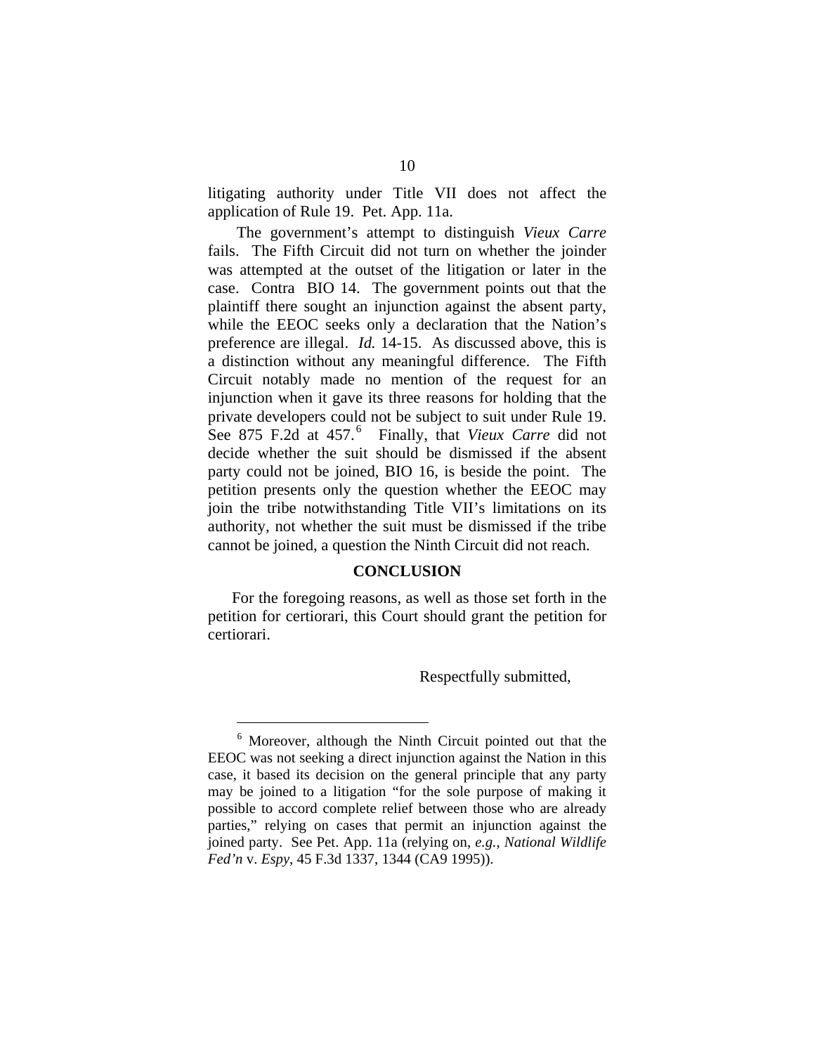litigating authority under Title VII does not affect the application of Rule 19. Pet. App. 11a.

The government's attempt to distinguish *Vieux Carre* fails. The Fifth Circuit did not turn on whether the joinder was attempted at the outset of the litigation or later in the case. Contra BIO 14. The government points out that the plaintiff there sought an injunction against the absent party, while the EEOC seeks only a declaration that the Nation's preference are illegal. *Id.* 14-15. As discussed above, this is a distinction without any meaningful difference. The Fifth Circuit notably made no mention of the request for an injunction when it gave its three reasons for holding that the private developers could not be subject to suit under Rule 19. See 875 F.2d at 457.[6] Finally, that *Vieux Carre* did not decide whether the suit should be dismissed if the absent party could not be joined, BIO 16, is beside the point. The petition presents only the question whether the EEOC may join the tribe notwithstanding Title VII's limitations on its authority, not whether the suit must be dismissed if the tribe cannot be joined, a question the Ninth Circuit did not reach.

## CONCLUSION

For the foregoing reasons, as well as those set forth in the petition for certiorari, this Court should grant the petition for certiorari.

Respectfully submitted,

---

[6] Moreover, although the Ninth Circuit pointed out that the EEOC was not seeking a direct injunction against the Nation in this case, it based its decision on the general principle that any party may be joined to a litigation "for the sole purpose of making it possible to accord complete relief between those who are already parties," relying on cases that permit an injunction against the joined party. See Pet. App. 11a (relying on, *e.g.*, *National Wildlife Fed'n* v. *Espy*, 45 F.3d 1337, 1344 (CA9 1995)).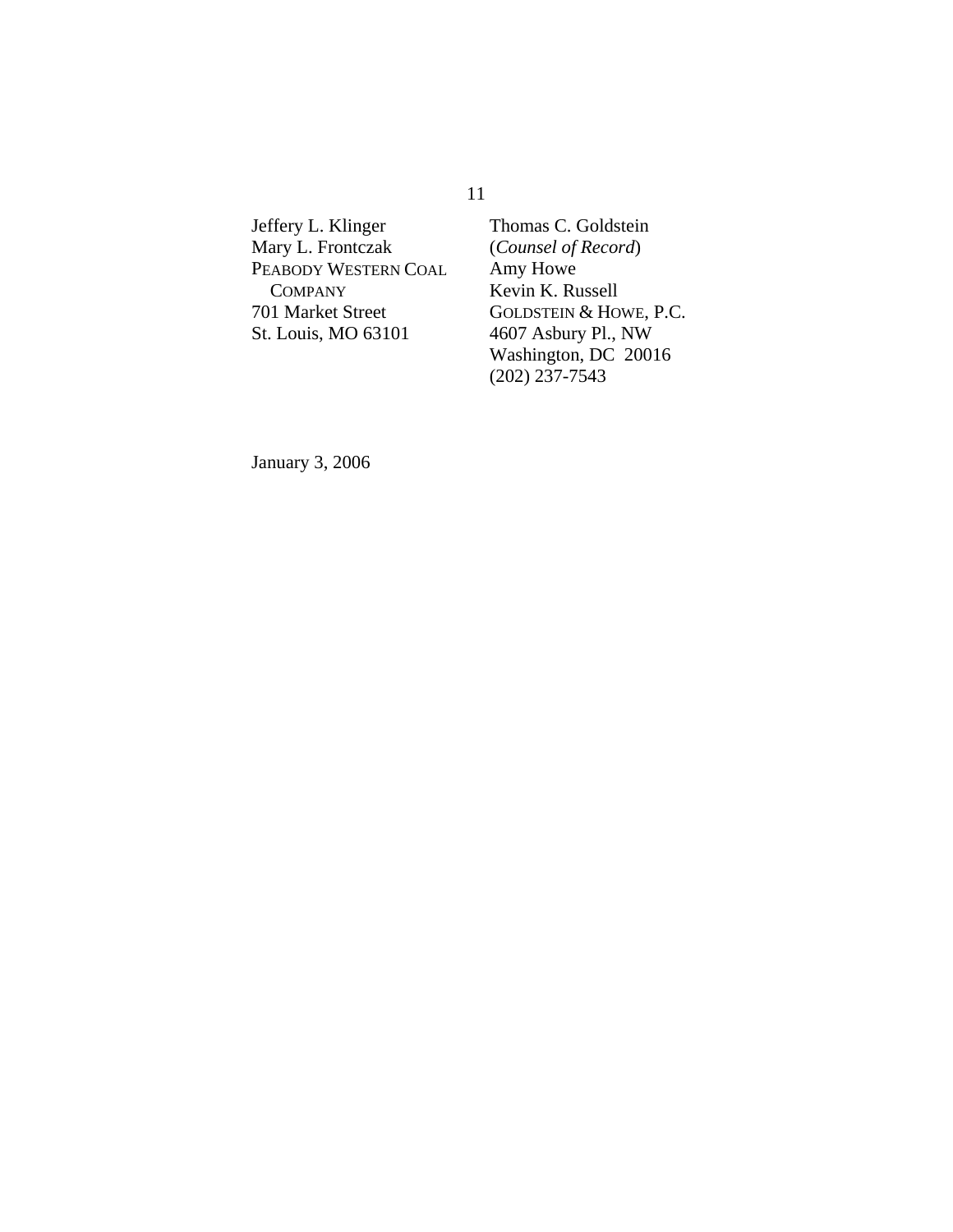Jeffery L. Klinger
Mary L. Frontczak
PEABODY WESTERN COAL COMPANY
701 Market Street
St. Louis, MO 63101

Thomas C. Goldstein
(*Counsel of Record*)
Amy Howe
Kevin K. Russell
GOLDSTEIN & HOWE, P.C.
4607 Asbury Pl., NW
Washington, DC 20016
(202) 237-7543

January 3, 2006